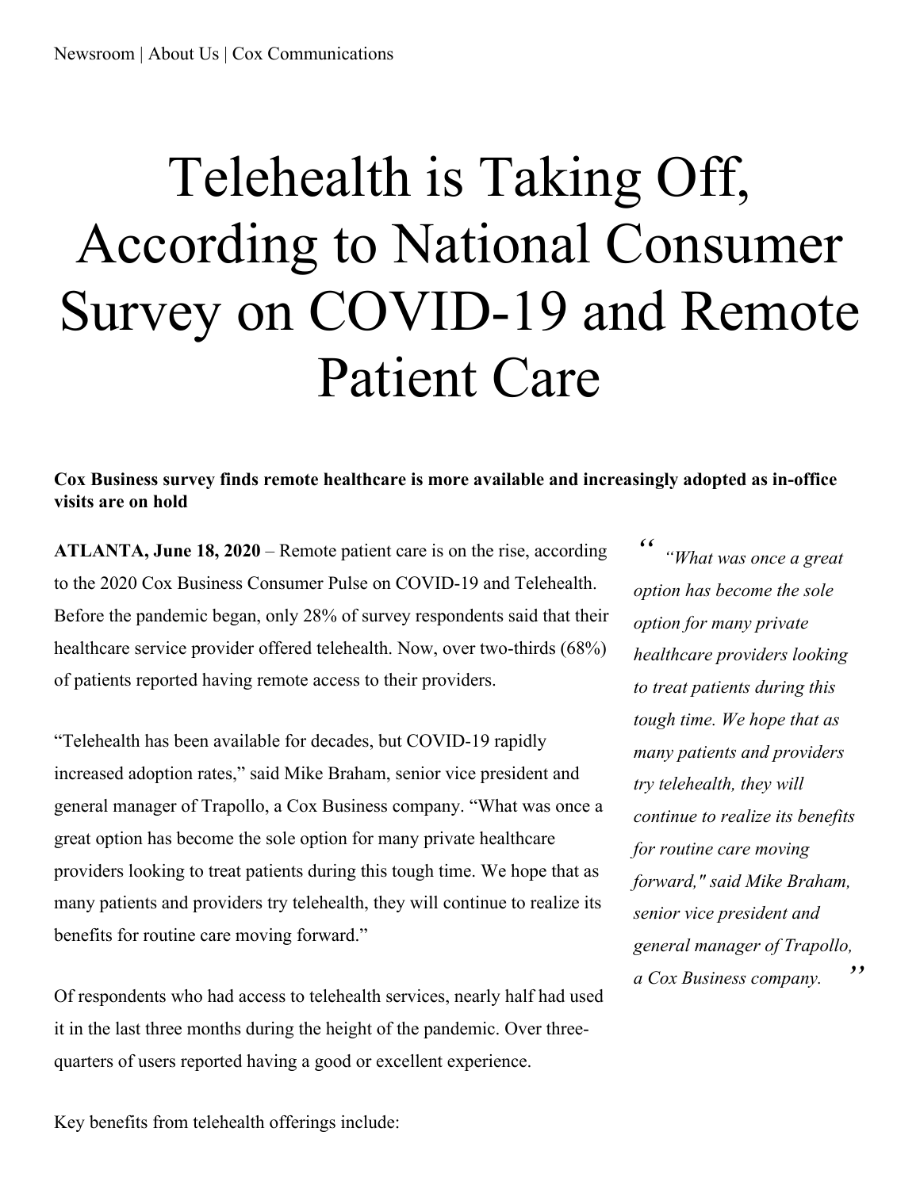Newsroom | About Us | Cox Communications

# Telehealth is Taking Off, According to National Consumer Survey on COVID-19 and Remote Patient Care

**Cox Business survey finds remote healthcare is more available and increasingly adopted as in-office visits are on hold**

**ATLANTA, June 18, 2020** – Remote patient care is on the rise, according to the 2020 Cox Business Consumer Pulse on COVID-19 and Telehealth. Before the pandemic began, only 28% of survey respondents said that their healthcare service provider offered telehealth. Now, over two-thirds (68%) of patients reported having remote access to their providers.

"Telehealth has been available for decades, but COVID-19 rapidly increased adoption rates," said Mike Braham, senior vice president and general manager of Trapollo, a Cox Business company. "What was once a great option has become the sole option for many private healthcare providers looking to treat patients during this tough time. We hope that as many patients and providers try telehealth, they will continue to realize its benefits for routine care moving forward."

> *"What was once a great option has become the sole option for many private healthcare providers looking to treat patients during this tough time. We hope that as many patients and providers try telehealth, they will continue to realize its benefits for routine care moving forward," said Mike Braham, senior vice president and general manager of Trapollo, a Cox Business company.*

Of respondents who had access to telehealth services, nearly half had used it in the last three months during the height of the pandemic. Over three-quarters of users reported having a good or excellent experience.

Key benefits from telehealth offerings include: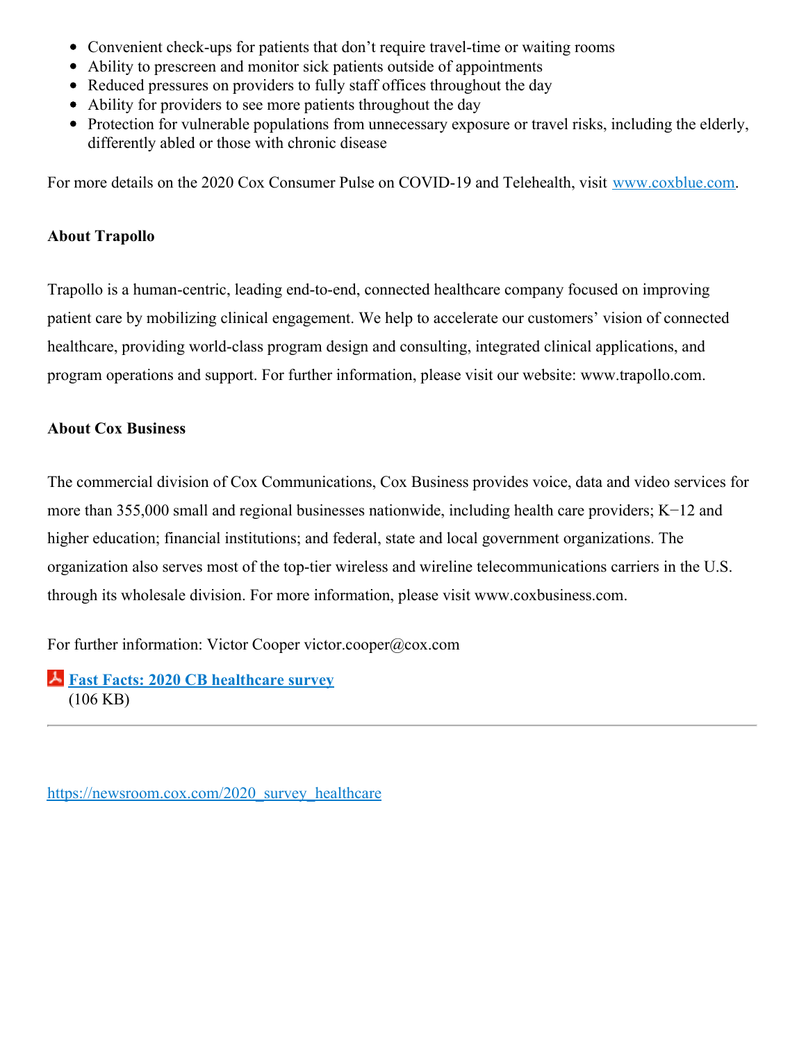- Convenient check-ups for patients that don't require travel-time or waiting rooms
- Ability to prescreen and monitor sick patients outside of appointments
- Reduced pressures on providers to fully staff offices throughout the day
- Ability for providers to see more patients throughout the day
- Protection for vulnerable populations from unnecessary exposure or travel risks, including the elderly, differently abled or those with chronic disease

For more details on the 2020 Cox Consumer Pulse on COVID-19 and Telehealth, visit [www.coxblue.com](www.coxblue.com).

**About Trapollo**

Trapollo is a human-centric, leading end-to-end, connected healthcare company focused on improving patient care by mobilizing clinical engagement. We help to accelerate our customers' vision of connected healthcare, providing world-class program design and consulting, integrated clinical applications, and program operations and support. For further information, please visit our website: www.trapollo.com.

**About Cox Business**

The commercial division of Cox Communications, Cox Business provides voice, data and video services for more than 355,000 small and regional businesses nationwide, including health care providers; K−12 and higher education; financial institutions; and federal, state and local government organizations. The organization also serves most of the top-tier wireless and wireline telecommunications carriers in the U.S. through its wholesale division. For more information, please visit www.coxbusiness.com.

For further information: Victor Cooper victor.cooper@cox.com

**[Fast Facts: 2020 CB healthcare survey]()**
(106 KB)

---

https://newsroom.cox.com/2020_survey_healthcare